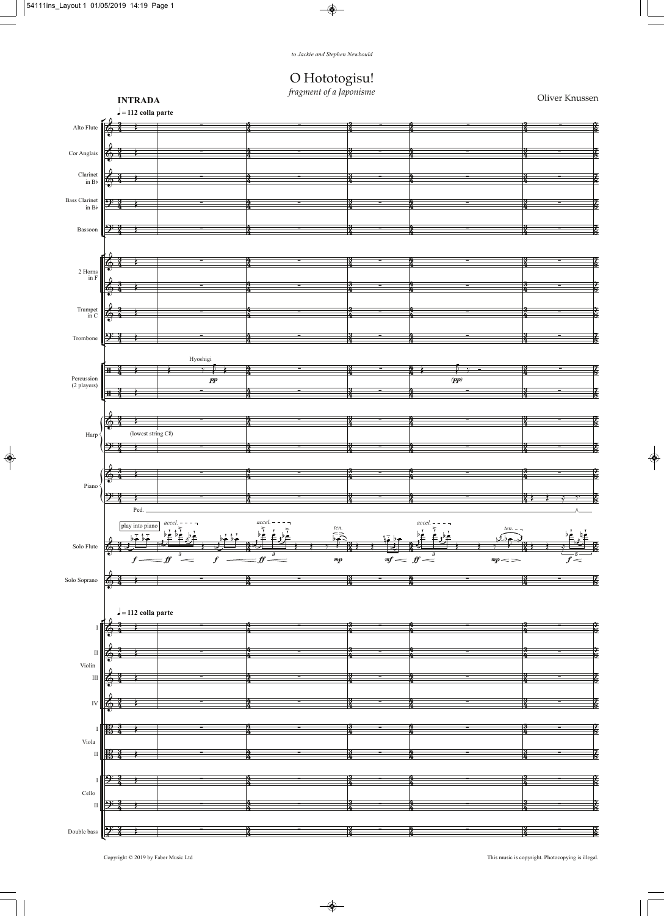*to Jackie and Stephen Newbould*

# O Hototogisu!

*fragment of a Japonisme*

Oliver Knussen

**INTRADA**

♩ = 112 colla parte

Alto Flute

Cor Anglais

Clarinet in B♭

Bass Clarinet in B♭

Bassoon

2 Horns in F

Trumpet in C

Trombone

Percussion (2 players) — Hyoshigi *pp* *(pp)*

Harp — (lowest string C♯)

Piano — Ped.

Solo Flute — play into piano — *accel.* — *f* *ff* *f* *ff* — *ten.* *mp* *mf* *ff* *mp* *f*

Solo Soprano

♩ = 112 colla parte

Violin I, II, III, IV

Viola I, II

Cello I, II

Double bass

Copyright © 2019 by Faber Music Ltd

This music is copyright. Photocopying is illegal.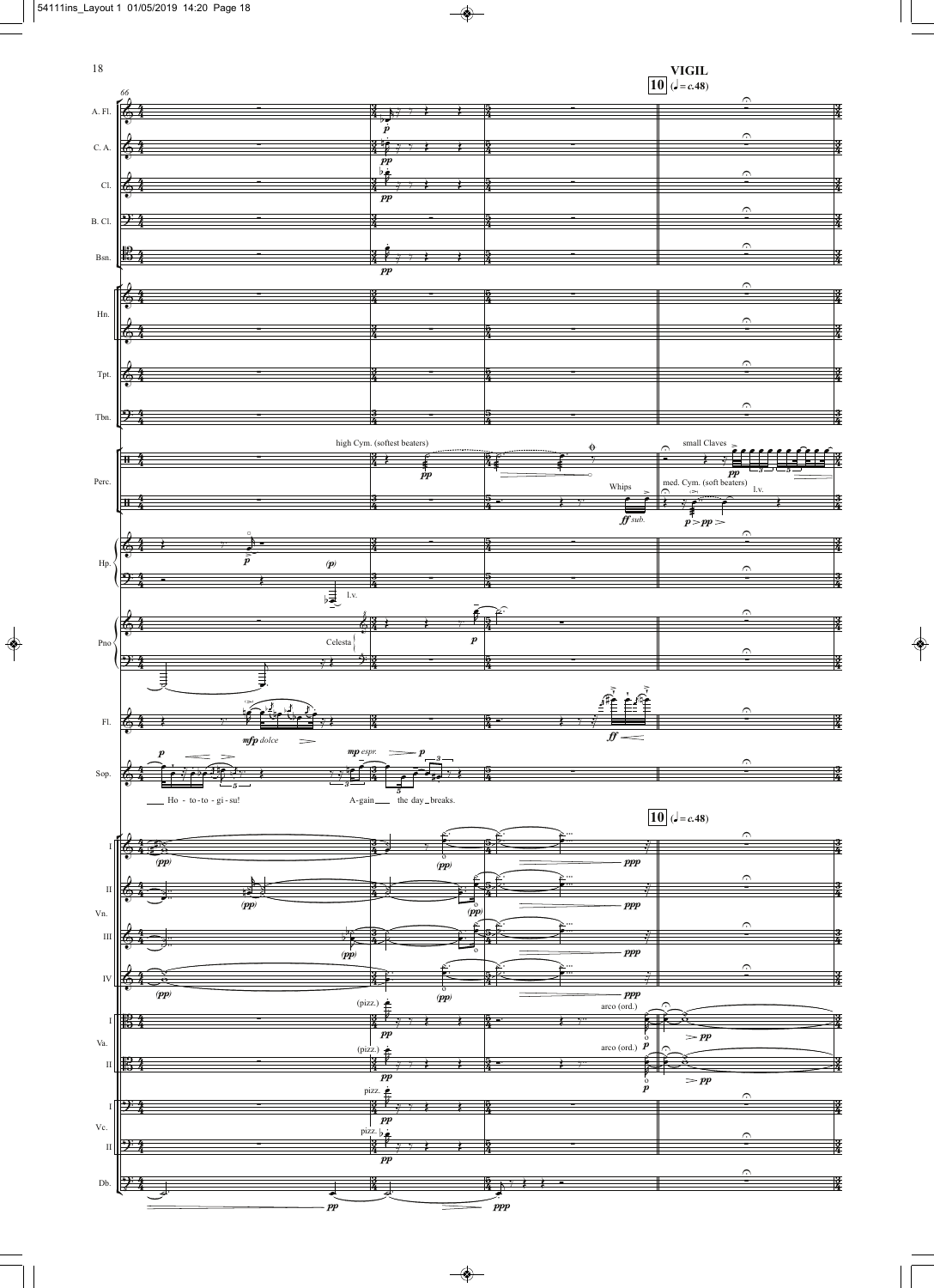**VIGIL**

**10** (♩ = *c.*48)

Ho - to - to - gi - su!

A-gain the day breaks.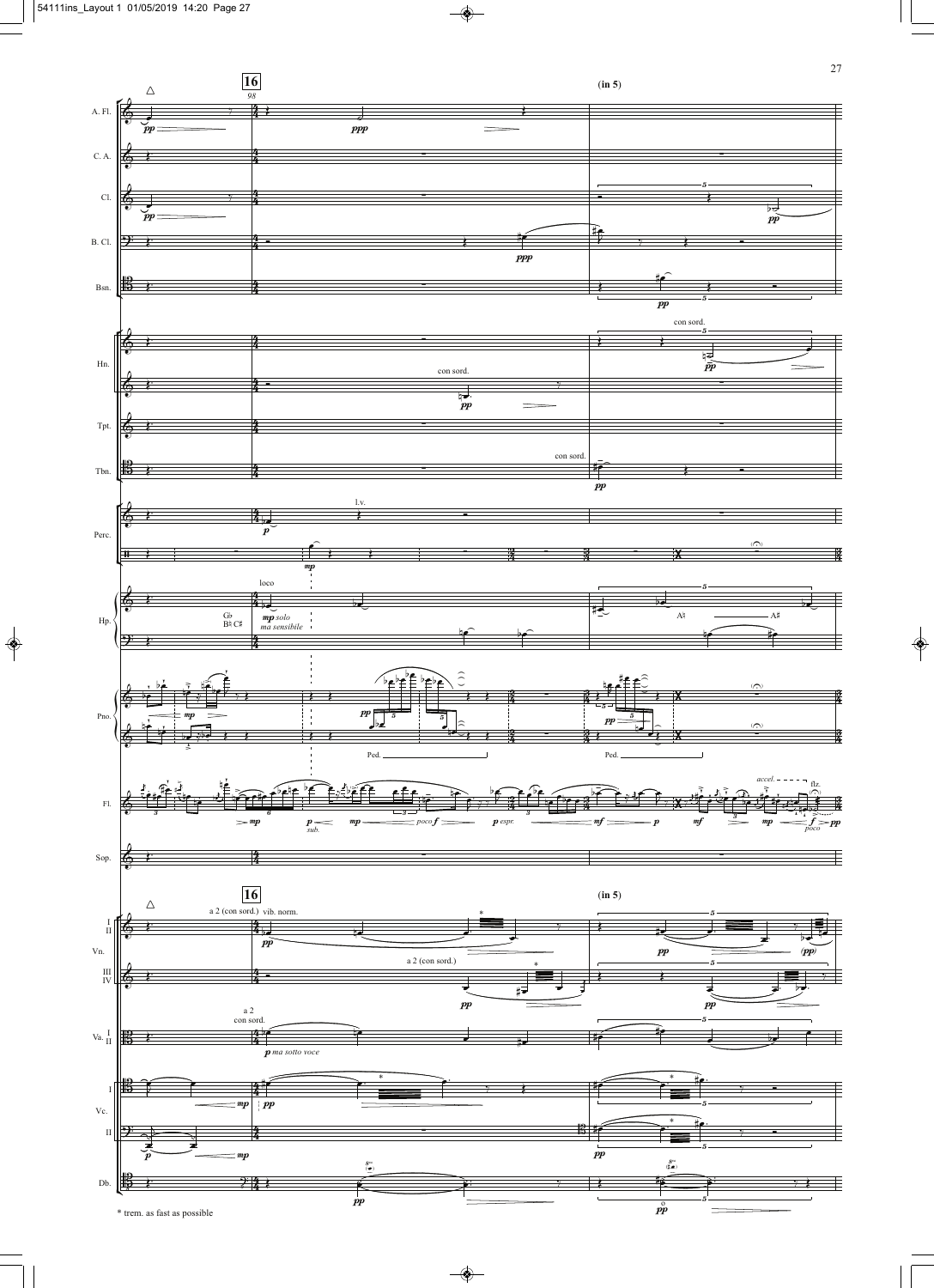\* trem. as fast as possible